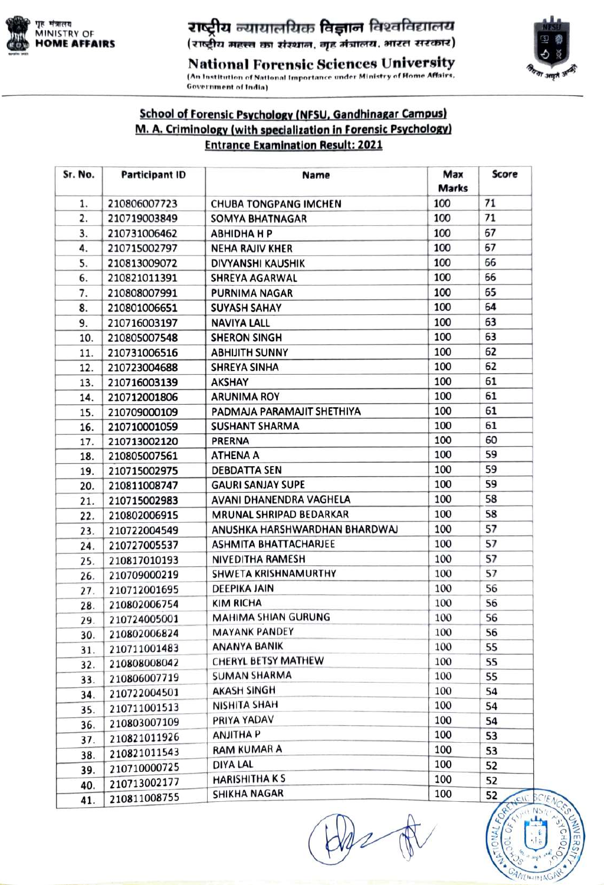गृह मंत्रालय
MINISTRY OF
HOME AFFAIRS

# राष्ट्रीय न्यायालयिक विज्ञान विश्वविद्यालय

(राष्ट्रीय महत्त्व का संस्थान, गृह मंत्रालय, भारत सरकार)

# National Forensic Sciences University

(An Institution of National Importance under Ministry of Home Affairs, Government of India)

## School of Forensic Psychology (NFSU, Gandhinagar Campus)
## M. A. Criminology (with specialization in Forensic Psychology)
## Entrance Examination Result: 2021

| Sr. No. | Participant ID | Name | Max Marks | Score |
|---|---|---|---|---|
| 1. | 210806007723 | CHUBA TONGPANG IMCHEN | 100 | 71 |
| 2. | 210719003849 | SOMYA BHATNAGAR | 100 | 71 |
| 3. | 210731006462 | ABHIDHA H P | 100 | 67 |
| 4. | 210715002797 | NEHA RAJIV KHER | 100 | 67 |
| 5. | 210813009072 | DIVYANSHI KAUSHIK | 100 | 66 |
| 6. | 210821011391 | SHREYA AGARWAL | 100 | 66 |
| 7. | 210808007991 | PURNIMA NAGAR | 100 | 65 |
| 8. | 210801006651 | SUYASH SAHAY | 100 | 64 |
| 9. | 210716003197 | NAVIYA LALL | 100 | 63 |
| 10. | 210805007548 | SHERON SINGH | 100 | 63 |
| 11. | 210731006516 | ABHIJITH SUNNY | 100 | 62 |
| 12. | 210723004688 | SHREYA SINHA | 100 | 62 |
| 13. | 210716003139 | AKSHAY | 100 | 61 |
| 14. | 210712001806 | ARUNIMA ROY | 100 | 61 |
| 15. | 210709000109 | PADMAJA PARAMAJIT SHETHIYA | 100 | 61 |
| 16. | 210710001059 | SUSHANT SHARMA | 100 | 61 |
| 17. | 210713002120 | PRERNA | 100 | 60 |
| 18. | 210805007561 | ATHENA A | 100 | 59 |
| 19. | 210715002975 | DEBDATTA SEN | 100 | 59 |
| 20. | 210811008747 | GAURI SANJAY SUPE | 100 | 59 |
| 21. | 210715002983 | AVANI DHANENDRA VAGHELA | 100 | 58 |
| 22. | 210802006915 | MRUNAL SHRIPAD BEDARKAR | 100 | 58 |
| 23. | 210722004549 | ANUSHKA HARSHWARDHAN BHARDWAJ | 100 | 57 |
| 24. | 210727005537 | ASHMITA BHATTACHARJEE | 100 | 57 |
| 25. | 210817010193 | NIVEDITHA RAMESH | 100 | 57 |
| 26. | 210709000219 | SHWETA KRISHNAMURTHY | 100 | 57 |
| 27. | 210712001695 | DEEPIKA JAIN | 100 | 56 |
| 28. | 210802006754 | KIM RICHA | 100 | 56 |
| 29. | 210724005001 | MAHIMA SHIAN GURUNG | 100 | 56 |
| 30. | 210802006824 | MAYANK PANDEY | 100 | 56 |
| 31. | 210711001483 | ANANYA BANIK | 100 | 55 |
| 32. | 210808008042 | CHERYL BETSY MATHEW | 100 | 55 |
| 33. | 210806007719 | SUMAN SHARMA | 100 | 55 |
| 34. | 210722004501 | AKASH SINGH | 100 | 54 |
| 35. | 210711001513 | NISHITA SHAH | 100 | 54 |
| 36. | 210803007109 | PRIYA YADAV | 100 | 54 |
| 37. | 210821011926 | ANJITHA P | 100 | 53 |
| 38. | 210821011543 | RAM KUMAR A | 100 | 53 |
| 39. | 210710000725 | DIYA LAL | 100 | 52 |
| 40. | 210713002177 | HARISHITHA K S | 100 | 52 |
| 41. | 210811008755 | SHIKHA NAGAR | 100 | 52 |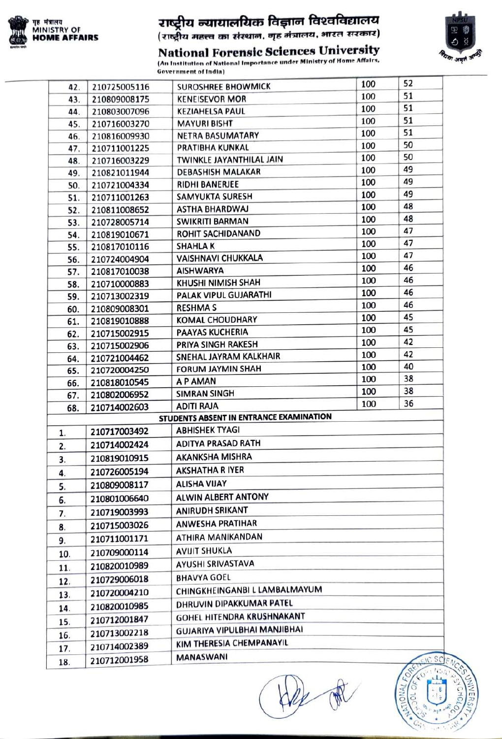राष्ट्रीय न्यायालयिक विज्ञान विश्वविद्यालय
(राष्ट्रीय महत्त्व का संस्थान, गृह मंत्रालय, भारत सरकार)

# National Forensic Sciences University

(An Institution of National Importance under Ministry of Home Affairs, Government of India)

| | | | | |
|---|---|---|---|---|
| 42. | 210725005116 | SUROSHREE BHOWMICK | 100 | 52 |
| 43. | 210809008175 | KENEISEVOR MOR | 100 | 51 |
| 44. | 210803007096 | KEZIAHELSA PAUL | 100 | 51 |
| 45. | 210716003270 | MAYURI BISHT | 100 | 51 |
| 46. | 210816009930 | NETRA BASUMATARY | 100 | 51 |
| 47. | 210711001225 | PRATIBHA KUNKAL | 100 | 50 |
| 48. | 210716003229 | TWINKLE JAYANTHILAL JAIN | 100 | 50 |
| 49. | 210821011944 | DEBASHISH MALAKAR | 100 | 49 |
| 50. | 210721004334 | RIDHI BANERJEE | 100 | 49 |
| 51. | 210711001263 | SAMYUKTA SURESH | 100 | 49 |
| 52. | 210811008652 | ASTHA BHARDWAJ | 100 | 48 |
| 53. | 210728005714 | SWIKRITI BARMAN | 100 | 48 |
| 54. | 210819010671 | ROHIT SACHIDANAND | 100 | 47 |
| 55. | 210817010116 | SHAHLA K | 100 | 47 |
| 56. | 210724004904 | VAISHNAVI CHUKKALA | 100 | 47 |
| 57. | 210817010038 | AISHWARYA | 100 | 46 |
| 58. | 210710000883 | KHUSHI NIMISH SHAH | 100 | 46 |
| 59. | 210713002319 | PALAK VIPUL GUJARATHI | 100 | 46 |
| 60. | 210809008301 | RESHMA S | 100 | 46 |
| 61. | 210819010888 | KOMAL CHOUDHARY | 100 | 45 |
| 62. | 210715002915 | PAAYAS KUCHERIA | 100 | 45 |
| 63. | 210715002906 | PRIYA SINGH RAKESH | 100 | 42 |
| 64. | 210721004462 | SNEHAL JAYRAM KALKHAIR | 100 | 42 |
| 65. | 210720004250 | FORUM JAYMIN SHAH | 100 | 40 |
| 66. | 210818010545 | A P AMAN | 100 | 38 |
| 67. | 210802006952 | SIMRAN SINGH | 100 | 38 |
| 68. | 210714002603 | ADITI RAJA | 100 | 36 |

**STUDENTS ABSENT IN ENTRANCE EXAMINATION**

| | | |
|---|---|---|
| 1. | 210717003492 | ABHISHEK TYAGI |
| 2. | 210714002424 | ADITYA PRASAD RATH |
| 3. | 210819010915 | AKANKSHA MISHRA |
| 4. | 210726005194 | AKSHATHA R IYER |
| 5. | 210809008117 | ALISHA VIJAY |
| 6. | 210801006640 | ALWIN ALBERT ANTONY |
| 7. | 210719003993 | ANIRUDH SRIKANT |
| 8. | 210715003026 | ANWESHA PRATIHAR |
| 9. | 210711001171 | ATHIRA MANIKANDAN |
| 10. | 210709000114 | AVIJIT SHUKLA |
| 11. | 210820010989 | AYUSHI SRIVASTAVA |
| 12. | 210729006018 | BHAVYA GOEL |
| 13. | 210720004210 | CHINGKHEINGANBI L LAMBALMAYUM |
| 14. | 210820010985 | DHRUVIN DIPAKKUMAR PATEL |
| 15. | 210712001847 | GOHEL HITENDRA KRUSHNAKANT |
| 16. | 210713002218 | GUJARIYA VIPULBHAI MANJIBHAI |
| 17. | 210714002389 | KIM THERESIA CHEMPANAYIL |
| 18. | 210712001958 | MANASWANI |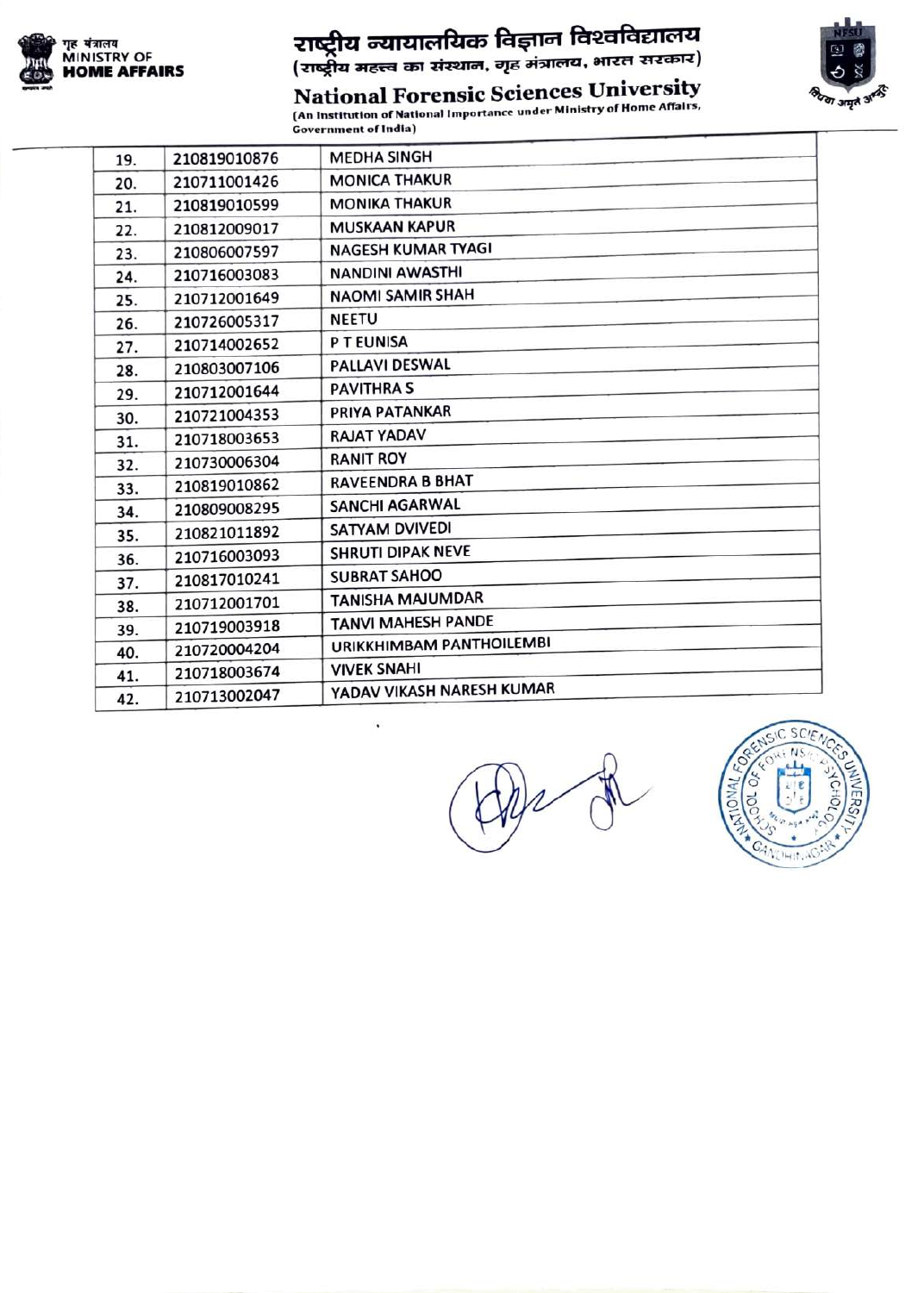गृह मंत्रालय
MINISTRY OF
**HOME AFFAIRS**

# राष्ट्रीय न्यायालयिक विज्ञान विश्वविद्यालय

(राष्ट्रीय महत्त्व का संस्थान, गृह मंत्रालय, भारत सरकार)

# National Forensic Sciences University

(An Institution of National Importance under Ministry of Home Affairs, Government of India)

| | | |
|---|---|---|
| 19. | 210819010876 | MEDHA SINGH |
| 20. | 210711001426 | MONICA THAKUR |
| 21. | 210819010599 | MONIKA THAKUR |
| 22. | 210812009017 | MUSKAAN KAPUR |
| 23. | 210806007597 | NAGESH KUMAR TYAGI |
| 24. | 210716003083 | NANDINI AWASTHI |
| 25. | 210712001649 | NAOMI SAMIR SHAH |
| 26. | 210726005317 | NEETU |
| 27. | 210714002652 | P T EUNISA |
| 28. | 210803007106 | PALLAVI DESWAL |
| 29. | 210712001644 | PAVITHRA S |
| 30. | 210721004353 | PRIYA PATANKAR |
| 31. | 210718003653 | RAJAT YADAV |
| 32. | 210730006304 | RANIT ROY |
| 33. | 210819010862 | RAVEENDRA B BHAT |
| 34. | 210809008295 | SANCHI AGARWAL |
| 35. | 210821011892 | SATYAM DVIVEDI |
| 36. | 210716003093 | SHRUTI DIPAK NEVE |
| 37. | 210817010241 | SUBRAT SAHOO |
| 38. | 210712001701 | TANISHA MAJUMDAR |
| 39. | 210719003918 | TANVI MAHESH PANDE |
| 40. | 210720004204 | URIKKHIMBAM PANTHOILEMBI |
| 41. | 210718003674 | VIVEK SNAHI |
| 42. | 210713002047 | YADAV VIKASH NARESH KUMAR |